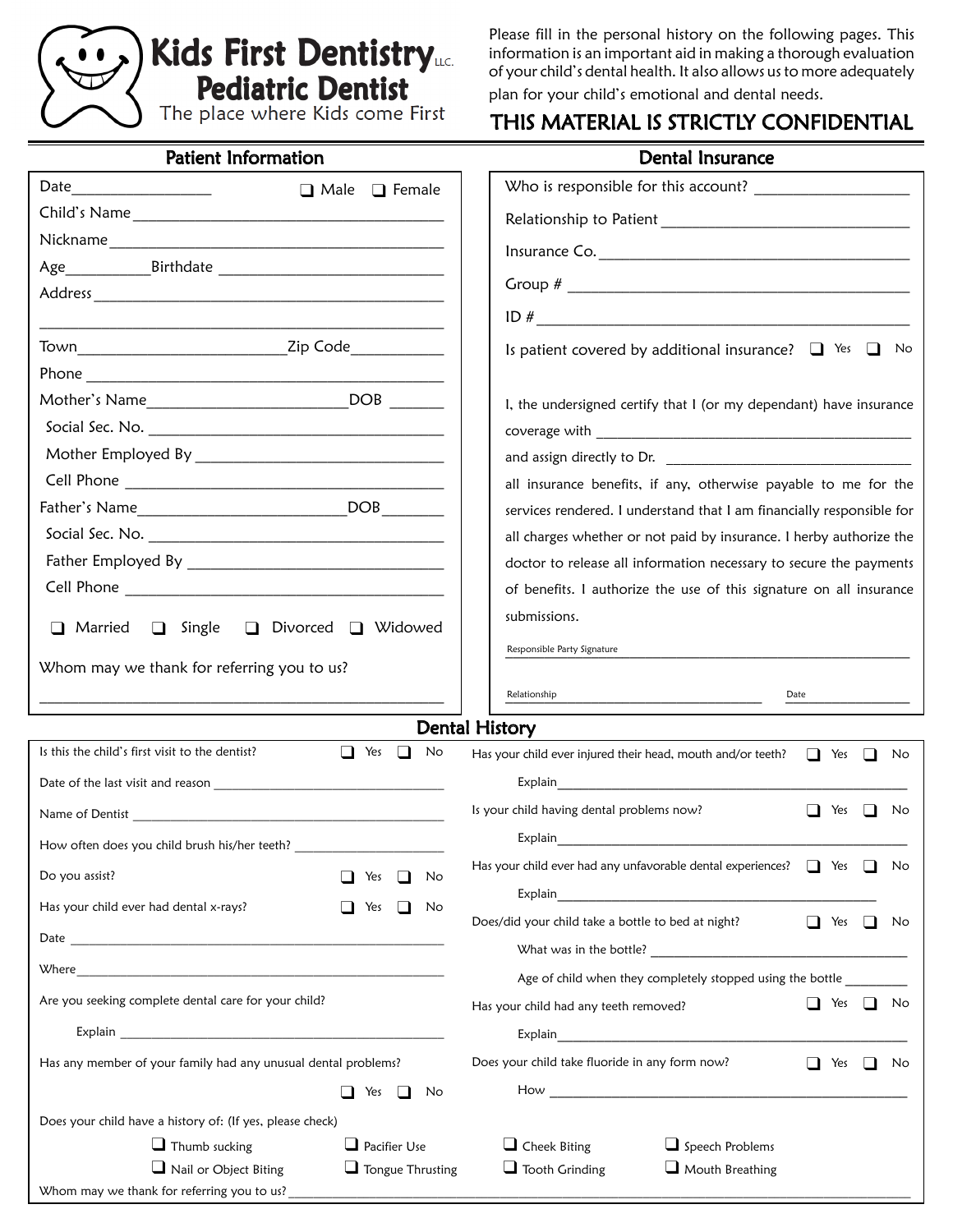# Kids First Dentistry LLC.

## Pediatric Dentist

The place where Kids come First

Please fill in the personal history on the following pages. This information is an important aid in making a thorough evaluation of your child's dental health. It also allows us to more adequately plan for your child's emotional and dental needs.

**THIS MATERIAL IS STRICTLY CONFIDENTIAL**

## Patient Information

Date_________________ ❑ Male ❑ Female

Child's Name ______________________________________

Nickname ______________________________________

Age__________ Birthdate ___________________________

Address ______________________________________

______________________________________

Town________________________ Zip Code___________

Phone ______________________________________

Mother's Name________________________ DOB _______

Social Sec. No. ______________________________________

Mother Employed By ______________________________

Cell Phone ______________________________________

Father's Name_________________________ DOB_______

Social Sec. No. ______________________________________

Father Employed By ______________________________

Cell Phone ______________________________________

❑ Married ❑ Single ❑ Divorced ❑ Widowed

Whom may we thank for referring you to us?

______________________________________

## Dental Insurance

Who is responsible for this account? ___________________

Relationship to Patient ______________________________

Insurance Co. ______________________________________

Group # ______________________________________

ID # ______________________________________

Is patient covered by additional insurance? ❑ Yes ❑ No

I, the undersigned certify that I (or my dependant) have insurance coverage with ______________________________________ and assign directly to Dr. ______________________________ all insurance benefits, if any, otherwise payable to me for the services rendered. I understand that I am financially responsible for all charges whether or not paid by insurance. I herby authorize the doctor to release all information necessary to secure the payments of benefits. I authorize the use of this signature on all insurance submissions.

Responsible Party Signature ______________________________________

Relationship ______________________________ Date _______________

## Dental History

Is this the child's first visit to the dentist? ❑ Yes ❑ No

Date of the last visit and reason ______________________________

Name of Dentist ______________________________________

How often does you child brush his/her teeth? ______________________

Do you assist? ❑ Yes ❑ No

Has your child ever had dental x-rays? ❑ Yes ❑ No

Date ______________________________________

Where ______________________________________

Are you seeking complete dental care for your child?

Explain ______________________________________

Has any member of your family had any unusual dental problems?

❑ Yes ❑ No

Has your child ever injured their head, mouth and/or teeth? ❑ Yes ❑ No

Explain ______________________________________

Is your child having dental problems now? ❑ Yes ❑ No

Explain ______________________________________

Has your child ever had any unfavorable dental experiences? ❑ Yes ❑ No

Explain ______________________________________

Does/did your child take a bottle to bed at night? ❑ Yes ❑ No

What was in the bottle? ______________________________

Age of child when they completely stopped using the bottle _________

Has your child had any teeth removed? ❑ Yes ❑ No

Explain ______________________________________

Does your child take fluoride in any form now? ❑ Yes ❑ No

How ______________________________________

Does your child have a history of: (If yes, please check)

❑ Thumb sucking ❑ Pacifier Use ❑ Cheek Biting ❑ Speech Problems

❑ Nail or Object Biting ❑ Tongue Thrusting ❑ Tooth Grinding ❑ Mouth Breathing

Whom may we thank for referring you to us? ______________________________________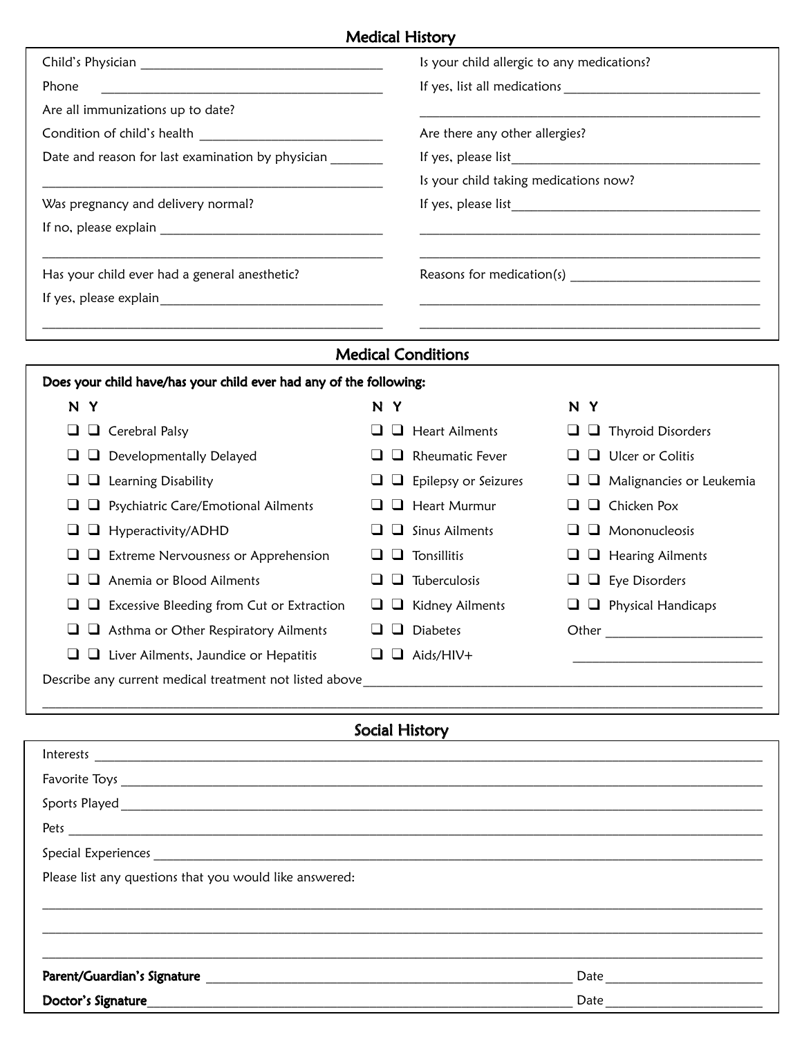## Medical History

Child's Physician ____________________________________

Phone ____________________________________

Are all immunizations up to date?

Condition of child's health ____________________________

Date and reason for last examination by physician ________

____________________________________________________

Was pregnancy and delivery normal?

If no, please explain ________________________________

____________________________________________________

Has your child ever had a general anesthetic?

If yes, please explain________________________________

____________________________________________________

Is your child allergic to any medications?

If yes, list all medications ____________________________

____________________________________________________

Are there any other allergies?

If yes, please list____________________________________

Is your child taking medications now?

If yes, please list____________________________________

____________________________________________________

____________________________________________________

Reasons for medication(s) ____________________________

____________________________________________________

____________________________________________________

## Medical Conditions

**Does your child have/has your child ever had any of the following:**

| N | Y | | N | Y | | N | Y | |
|---|---|---|---|---|---|---|---|---|
| ❑ | ❑ | Cerebral Palsy | ❑ | ❑ | Heart Ailments | ❑ | ❑ | Thyroid Disorders |
| ❑ | ❑ | Developmentally Delayed | ❑ | ❑ | Rheumatic Fever | ❑ | ❑ | Ulcer or Colitis |
| ❑ | ❑ | Learning Disability | ❑ | ❑ | Epilepsy or Seizures | ❑ | ❑ | Malignancies or Leukemia |
| ❑ | ❑ | Psychiatric Care/Emotional Ailments | ❑ | ❑ | Heart Murmur | ❑ | ❑ | Chicken Pox |
| ❑ | ❑ | Hyperactivity/ADHD | ❑ | ❑ | Sinus Ailments | ❑ | ❑ | Mononucleosis |
| ❑ | ❑ | Extreme Nervousness or Apprehension | ❑ | ❑ | Tonsillitis | ❑ | ❑ | Hearing Ailments |
| ❑ | ❑ | Anemia or Blood Ailments | ❑ | ❑ | Tuberculosis | ❑ | ❑ | Eye Disorders |
| ❑ | ❑ | Excessive Bleeding from Cut or Extraction | ❑ | ❑ | Kidney Ailments | ❑ | ❑ | Physical Handicaps |
| ❑ | ❑ | Asthma or Other Respiratory Ailments | ❑ | ❑ | Diabetes | Other ______________________ | | |
| ❑ | ❑ | Liver Ailments, Jaundice or Hepatitis | ❑ | ❑ | Aids/HIV+ | ______________________ | | |

Describe any current medical treatment not listed above____________________________________________

____________________________________________________________________________________

## Social History

Interests ____________________________________________________________________________

Favorite Toys ________________________________________________________________________

Sports Played ________________________________________________________________________

Pets ________________________________________________________________________________

Special Experiences ___________________________________________________________________

Please list any questions that you would like answered:

____________________________________________________________________________________

____________________________________________________________________________________

____________________________________________________________________________________

**Parent/Guardian's Signature** ______________________________________ Date ________________

**Doctor's Signature**______________________________________________ Date ________________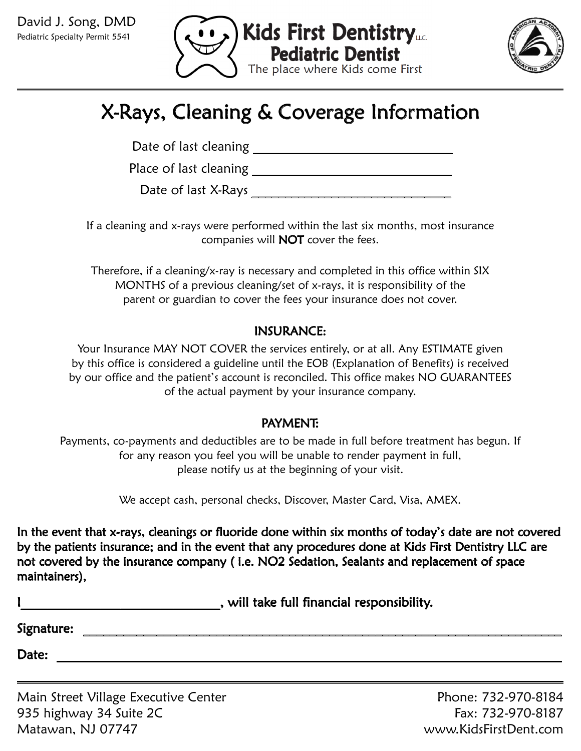David J. Song, DMD
Pediatric Specialty Permit 5541

**Kids First Dentistry** LLC.
**Pediatric Dentist**
The place where Kids come First

# X-Rays, Cleaning & Coverage Information

Date of last cleaning ____________________________

Place of last cleaning ____________________________

Date of last X-Rays ____________________________

If a cleaning and x-rays were performed within the last six months, most insurance companies will **NOT** cover the fees.

Therefore, if a cleaning/x-ray is necessary and completed in this office within SIX MONTHS of a previous cleaning/set of x-rays, it is responsibility of the parent or guardian to cover the fees your insurance does not cover.

## INSURANCE:

Your Insurance MAY NOT COVER the services entirely, or at all. Any ESTIMATE given by this office is considered a guideline until the EOB (Explanation of Benefits) is received by our office and the patient's account is reconciled. This office makes NO GUARANTEES of the actual payment by your insurance company.

## PAYMENT:

Payments, co-payments and deductibles are to be made in full before treatment has begun. If for any reason you feel you will be unable to render payment in full, please notify us at the beginning of your visit.

We accept cash, personal checks, Discover, Master Card, Visa, AMEX.

**In the event that x-rays, cleanings or fluoride done within six months of today's date are not covered by the patients insurance; and in the event that any procedures done at Kids First Dentistry LLC are not covered by the insurance company ( i.e. NO2 Sedation, Sealants and replacement of space maintainers),**

**I____________________________, will take full financial responsibility.**

**Signature:** ____________________________________________

**Date:** ____________________________________________

Main Street Village Executive Center
935 highway 34 Suite 2C
Matawan, NJ 07747

Phone: 732-970-8184
Fax: 732-970-8187
www.KidsFirstDent.com